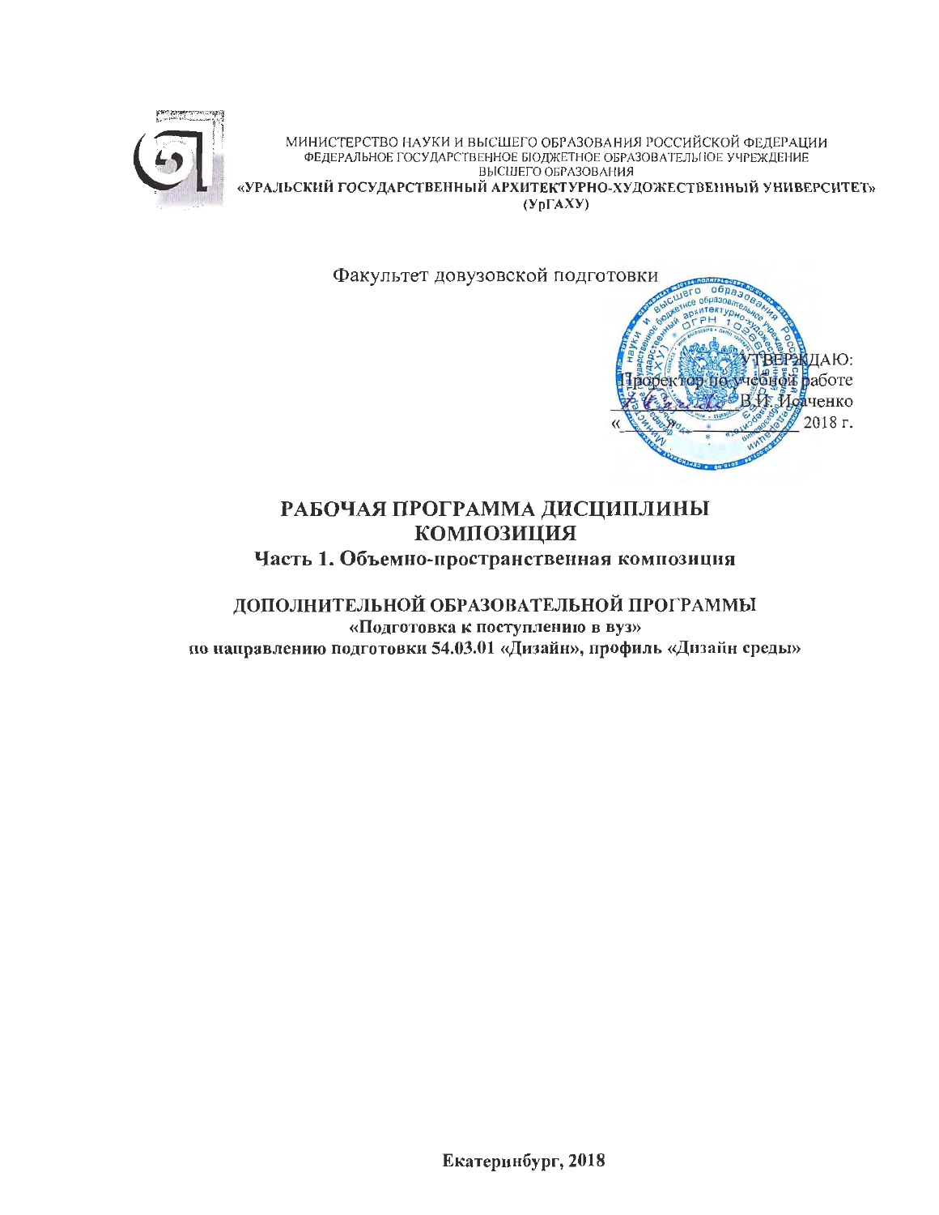МИНИСТЕРСТВО НАУКИ И ВЫСШЕГО ОБРАЗОВАНИЯ РОССИЙСКОЙ ФЕДЕРАЦИИ
ФЕДЕРАЛЬНОЕ ГОСУДАРСТВЕННОЕ БЮДЖЕТНОЕ ОБРАЗОВАТЕЛЬНОЕ УЧРЕЖДЕНИЕ
ВЫСШЕГО ОБРАЗОВАНИЯ
**«УРАЛЬСКИЙ ГОСУДАРСТВЕННЫЙ АРХИТЕКТУРНО-ХУДОЖЕСТВЕННЫЙ УНИВЕРСИТЕТ»**
**(УрГАХУ)**

Факультет довузовской подготовки

УТВЕРЖДАЮ:
Проректор по учебной работе
_____________ В.И. Исаченко
«___» ___________ 2018 г.

# РАБОЧАЯ ПРОГРАММА ДИСЦИПЛИНЫ КОМПОЗИЦИЯ

## Часть 1. Объемно-пространственная композиция

## ДОПОЛНИТЕЛЬНОЙ ОБРАЗОВАТЕЛЬНОЙ ПРОГРАММЫ

**«Подготовка к поступлению в вуз»**
**по направлению подготовки 54.03.01 «Дизайн», профиль «Дизайн среды»**

**Екатеринбург, 2018**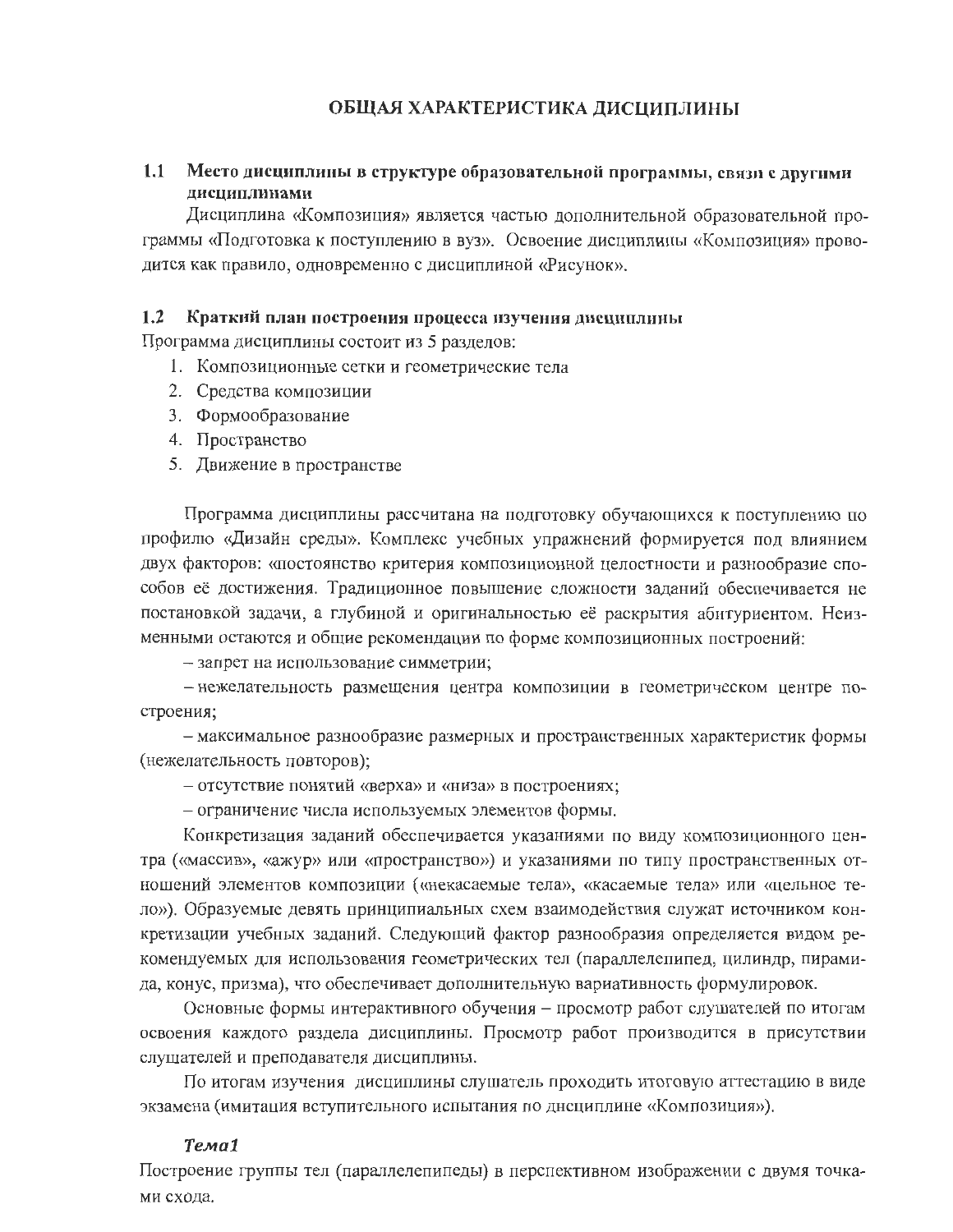# ОБЩАЯ ХАРАКТЕРИСТИКА ДИСЦИПЛИНЫ

## 1.1 Место дисциплины в структуре образовательной программы, связи с другими дисциплинами

Дисциплина «Композиция» является частью дополнительной образовательной программы «Подготовка к поступлению в вуз». Освоение дисциплины «Композиция» проводится как правило, одновременно с дисциплиной «Рисунок».

## 1.2 Краткий план построения процесса изучения дисциплины

Программа дисциплины состоит из 5 разделов:

1. Композиционные сетки и геометрические тела
2. Средства композиции
3. Формообразование
4. Пространство
5. Движение в пространстве

Программа дисциплины рассчитана на подготовку обучающихся к поступлению по профилю «Дизайн среды». Комплекс учебных упражнений формируется под влиянием двух факторов: «постоянство критерия композиционной целостности и разнообразие способов её достижения. Традиционное повышение сложности заданий обеспечивается не постановкой задачи, а глубиной и оригинальностью её раскрытия абитуриентом. Неизменными остаются и общие рекомендации по форме композиционных построений:

– запрет на использование симметрии;

– нежелательность размещения центра композиции в геометрическом центре построения;

– максимальное разнообразие размерных и пространственных характеристик формы (нежелательность повторов);

– отсутствие понятий «верха» и «низа» в построениях;

– ограничение числа используемых элементов формы.

Конкретизация заданий обеспечивается указаниями по виду композиционного центра («массив», «ажур» или «пространство») и указаниями по типу пространственных отношений элементов композиции («некасаемые тела», «касаемые тела» или «цельное тело»). Образуемые девять принципиальных схем взаимодействия служат источником конкретизации учебных заданий. Следующий фактор разнообразия определяется видом рекомендуемых для использования геометрических тел (параллелепипед, цилиндр, пирамида, конус, призма), что обеспечивает дополнительную вариативность формулировок.

Основные формы интерактивного обучения – просмотр работ слушателей по итогам освоения каждого раздела дисциплины. Просмотр работ производится в присутствии слушателей и преподавателя дисциплины.

По итогам изучения дисциплины слушатель проходить итоговую аттестацию в виде экзамена (имитация вступительного испытания по дисциплине «Композиция»).

***Тема1***

Построение группы тел (параллелепипеды) в перспективном изображении с двумя точками схода.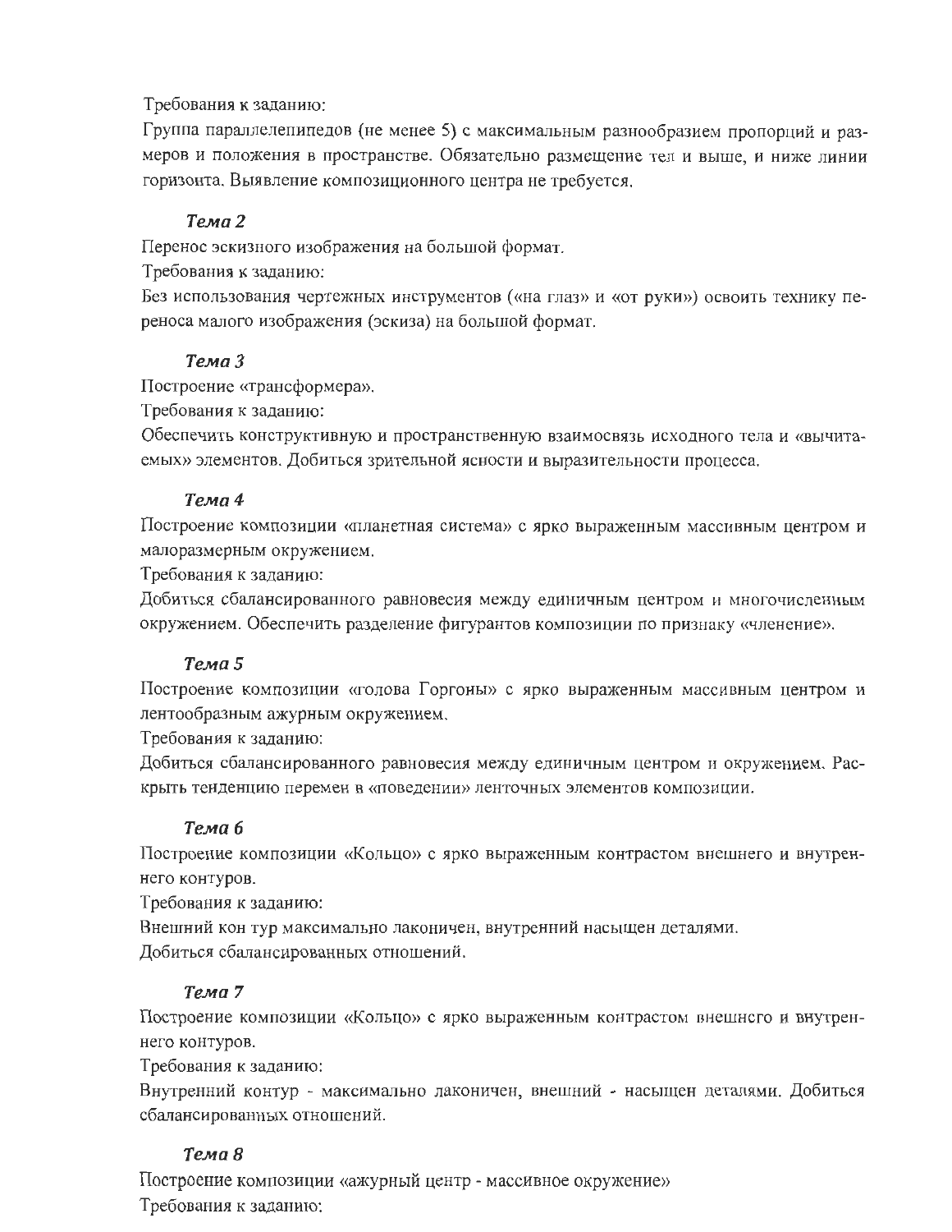Требования к заданию:

Группа параллелепипедов (не менее 5) с максимальным разнообразием пропорций и размеров и положения в пространстве. Обязательно размещение тел и выше, и ниже линии горизонта. Выявление композиционного центра не требуется.

### *Тема 2*

Перенос эскизного изображения на большой формат.

Требования к заданию:

Без использования чертежных инструментов («на глаз» и «от руки») освоить технику переноса малого изображения (эскиза) на большой формат.

### *Тема 3*

Построение «трансформера».

Требования к заданию:

Обеспечить конструктивную и пространственную взаимосвязь исходного тела и «вычитаемых» элементов. Добиться зрительной ясности и выразительности процесса.

### *Тема 4*

Построение композиции «планетная система» с ярко выраженным массивным центром и малоразмерным окружением.

Требования к заданию:

Добиться сбалансированного равновесия между единичным центром и многочисленным окружением. Обеспечить разделение фигурантов композиции по признаку «членение».

### *Тема 5*

Построение композиции «голова Горгоны» с ярко выраженным массивным центром и лентообразным ажурным окружением.

Требования к заданию:

Добиться сбалансированного равновесия между единичным центром и окружением. Раскрыть тенденцию перемен в «поведении» ленточных элементов композиции.

### *Тема 6*

Построение композиции «Кольцо» с ярко выраженным контрастом внешнего и внутреннего контуров.

Требования к заданию:

Внешний кон тур максимально лаконичен, внутренний насыщен деталями.

Добиться сбалансированных отношений.

### *Тема 7*

Построение композиции «Кольцо» с ярко выраженным контрастом внешнего и внутреннего контуров.

Требования к заданию:

Внутренний контур - максимально лаконичен, внешний - насыщен деталями. Добиться сбалансированных отношений.

### *Тема 8*

Построение композиции «ажурный центр - массивное окружение»

Требования к заданию: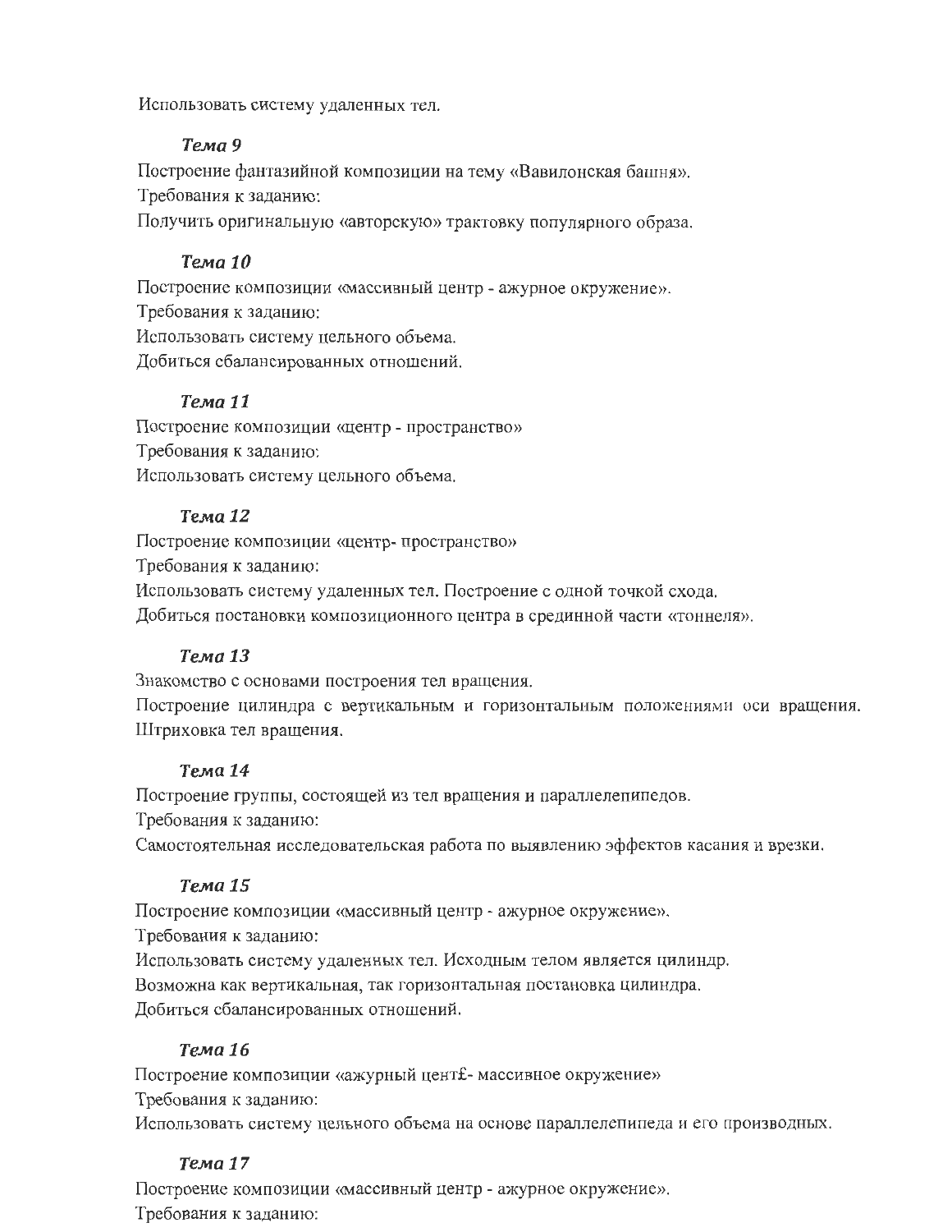Использовать систему удаленных тел.

### *Тема 9*

Построение фантазийной композиции на тему «Вавилонская башня».
Требования к заданию:
Получить оригинальную «авторскую» трактовку популярного образа.

### *Тема 10*

Построение композиции «массивный центр - ажурное окружение».
Требования к заданию:
Использовать систему цельного объема.
Добиться сбалансированных отношений.

### *Тема 11*

Построение композиции «центр - пространство»
Требования к заданию:
Использовать систему цельного объема.

### *Тема 12*

Построение композиции «центр- пространство»
Требования к заданию:
Использовать систему удаленных тел. Построение с одной точкой схода.
Добиться постановки композиционного центра в срединной части «тоннеля».

### *Тема 13*

Знакомство с основами построения тел вращения.
Построение цилиндра с вертикальным и горизонтальным положениями оси вращения. Штриховка тел вращения.

### *Тема 14*

Построение группы, состоящей из тел вращения и параллелепипедов.
Требования к заданию:
Самостоятельная исследовательская работа по выявлению эффектов касания и врезки.

### *Тема 15*

Построение композиции «массивный центр - ажурное окружение».
Требования к заданию:
Использовать систему удаленных тел. Исходным телом является цилиндр.
Возможна как вертикальная, так горизонтальная постановка цилиндра.
Добиться сбалансированных отношений.

### *Тема 16*

Построение композиции «ажурный цент£- массивное окружение»
Требования к заданию:
Использовать систему цельного объема на основе параллелепипеда и его производных.

### *Тема 17*

Построение композиции «массивный центр - ажурное окружение».
Требования к заданию: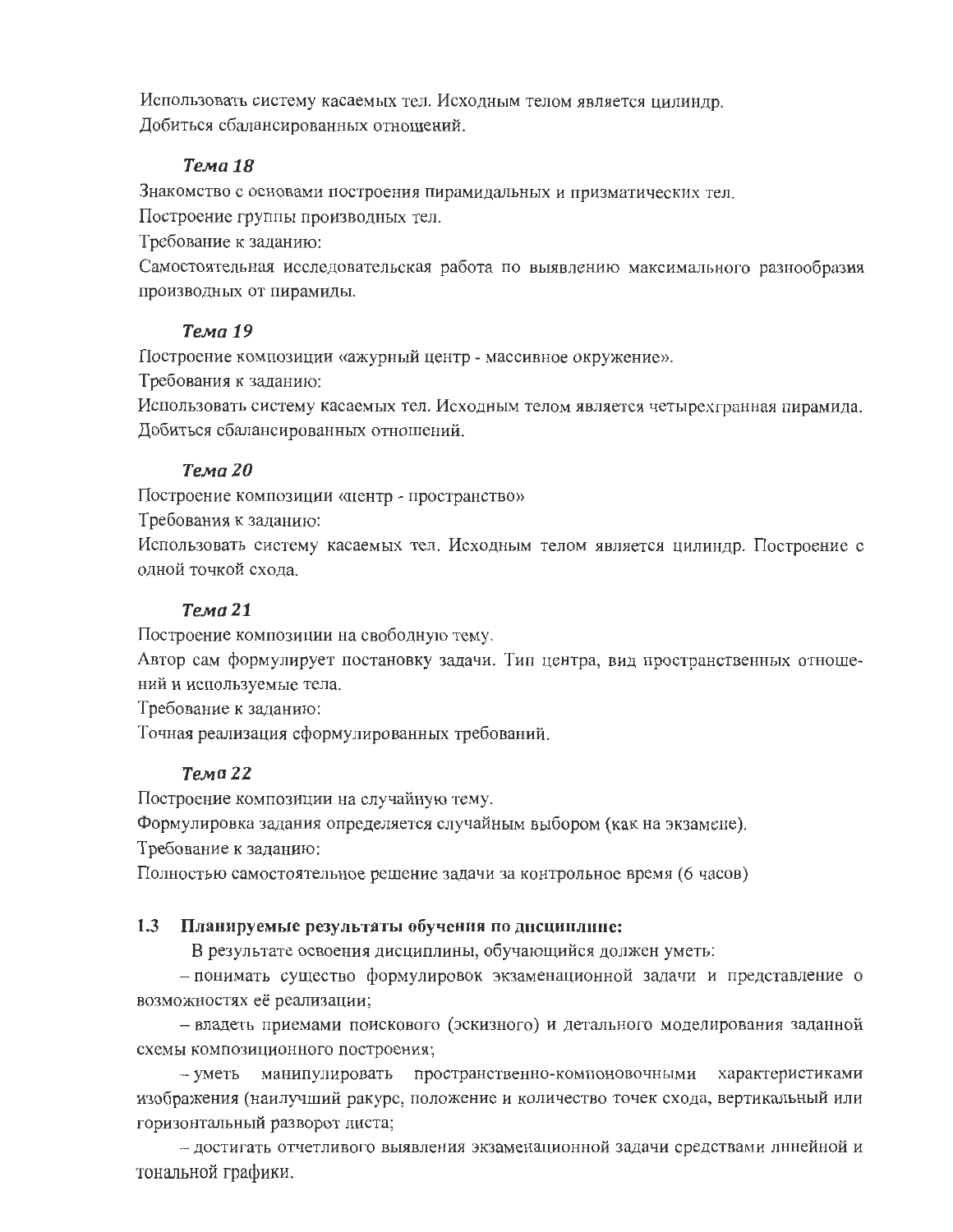Использовать систему касаемых тел. Исходным телом является цилиндр.
Добиться сбалансированных отношений.

### *Тема 18*

Знакомство с основами построения пирамидальных и призматических тел.

Построение группы производных тел.

Требование к заданию:

Самостоятельная исследовательская работа по выявлению максимального разнообразия производных от пирамиды.

### *Тема 19*

Построение композиции «ажурный центр - массивное окружение».

Требования к заданию:

Использовать систему касаемых тел. Исходным телом является четырехгранная пирамида.
Добиться сбалансированных отношений.

### *Тема 20*

Построение композиции «центр - пространство»

Требования к заданию:

Использовать систему касаемых тел. Исходным телом является цилиндр. Построение с одной точкой схода.

### *Тема 21*

Построение композиции на свободную тему.

Автор сам формулирует постановку задачи. Тип центра, вид пространственных отношений и используемые тела.

Требование к заданию:

Точная реализация сформулированных требований.

### *Тема 22*

Построение композиции на случайную тему.

Формулировка задания определяется случайным выбором (как на экзамене).

Требование к заданию:

Полностью самостоятельное решение задачи за контрольное время (6 часов)

## 1.3 Планируемые результаты обучения по дисциплине:

В результате освоения дисциплины, обучающийся должен уметь:

– понимать существо формулировок экзаменационной задачи и представление о возможностях её реализации;

– владеть приемами поискового (эскизного) и детального моделирования заданной схемы композиционного построения;

– уметь манипулировать пространственно-компоновочными характеристиками изображения (наилучший ракурс, положение и количество точек схода, вертикальный или горизонтальный разворот листа;

– достигать отчетливого выявления экзаменационной задачи средствами линейной и тональной графики.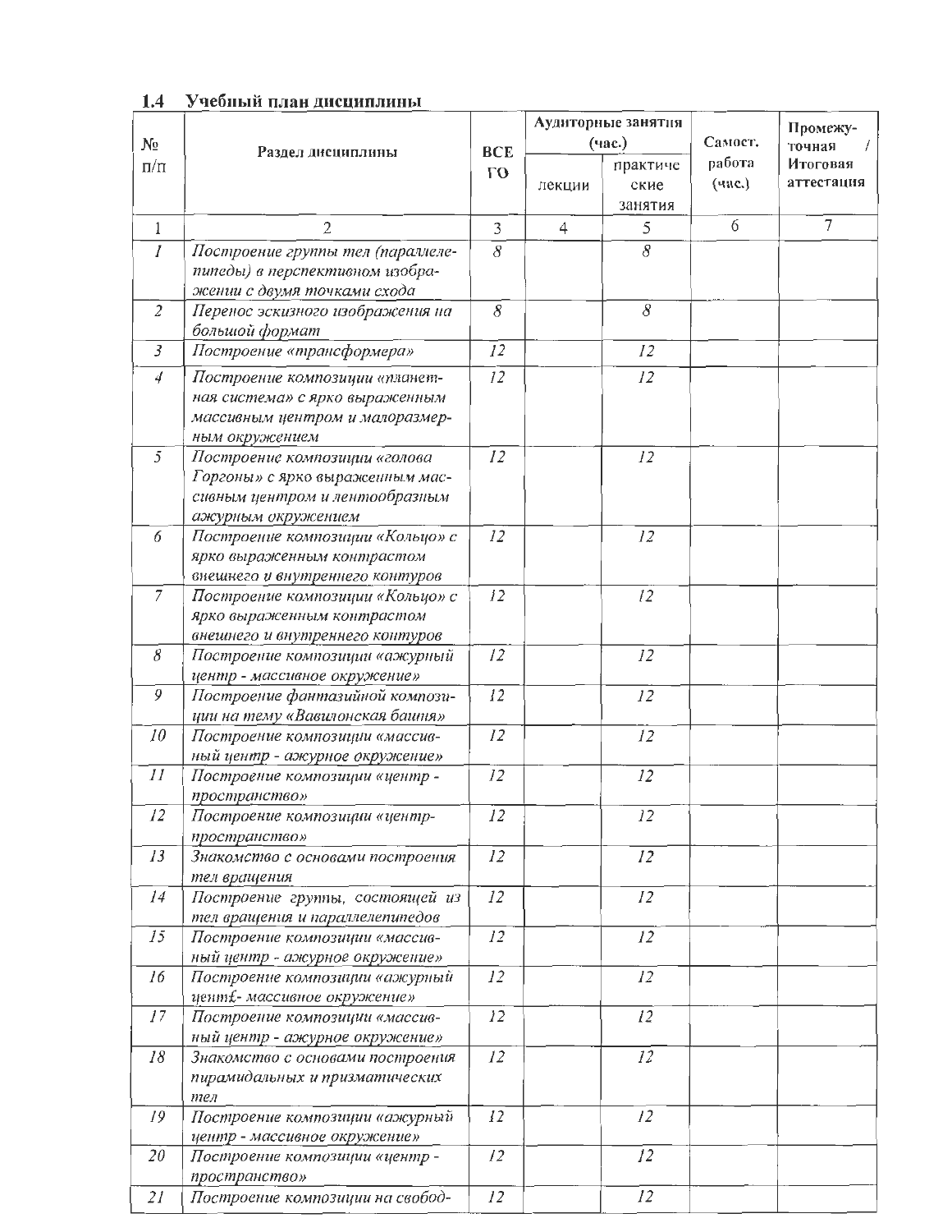### 1.4 Учебный план дисциплины

| № п/п | Раздел дисциплины | ВСЕ ГО | Аудиторные занятия (час.) | | Самост. работа (час.) | Промежу-точная / Итоговая аттестация |
|---|---|---|---|---|---|---|
| | | | лекции | практиче ские занятия | | |
| 1 | 2 | 3 | 4 | 5 | 6 | 7 |
| *1* | *Построение группы тел (параллелепипеды) в перспективном изображении с двумя точками схода* | *8* | | *8* | | |
| *2* | *Перенос эскизного изображения на большой формат* | *8* | | *8* | | |
| *3* | *Построение «трансформера»* | *12* | | *12* | | |
| *4* | *Построение композиции «планетная система» с ярко выраженным массивным центром и малоразмерным окружением* | *12* | | *12* | | |
| *5* | *Построение композиции «голова Горгоны» с ярко выраженным массивным центром и лентообразным ажурным окружением* | *12* | | *12* | | |
| *6* | *Построение композиции «Кольцо» с ярко выраженным контрастом внешнего и внутреннего контуров* | *12* | | *12* | | |
| *7* | *Построение композиции «Кольцо» с ярко выраженным контрастом внешнего и внутреннего контуров* | *12* | | *12* | | |
| *8* | *Построение композиции «ажурный центр - массивное окружение»* | *12* | | *12* | | |
| *9* | *Построение фантазийной композиции на тему «Вавилонская башня»* | *12* | | *12* | | |
| *10* | *Построение композиции «массивный центр - ажурное окружение»* | *12* | | *12* | | |
| *11* | *Построение композиции «центр - пространство»* | *12* | | *12* | | |
| *12* | *Построение композиции «центр-пространство»* | *12* | | *12* | | |
| *13* | *Знакомство с основами построения тел вращения* | *12* | | *12* | | |
| *14* | *Построение группы, состоящей из тел вращения и параллелепипедов* | *12* | | *12* | | |
| *15* | *Построение композиции «массивный центр - ажурное окружение»* | *12* | | *12* | | |
| *16* | *Построение композиции «ажурный центр- массивное окружение»* | *12* | | *12* | | |
| *17* | *Построение композиции «массивный центр - ажурное окружение»* | *12* | | *12* | | |
| *18* | *Знакомство с основами построения пирамидальных и призматических тел* | *12* | | *12* | | |
| *19* | *Построение композиции «ажурный центр - массивное окружение»* | *12* | | *12* | | |
| *20* | *Построение композиции «центр - пространство»* | *12* | | *12* | | |
| *21* | *Построение композиции на свобод-* | *12* | | *12* | | |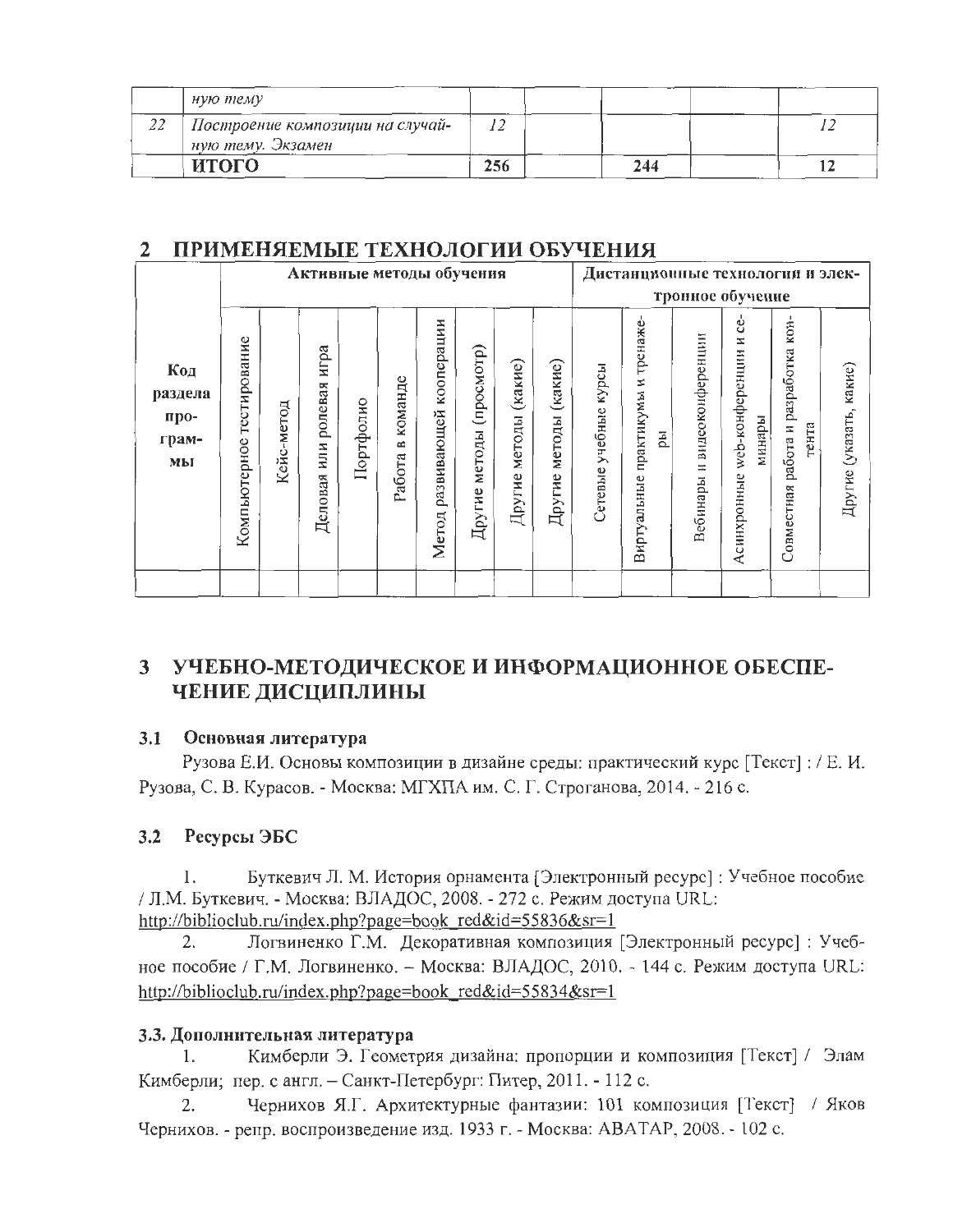| | *ную тему* | | | | | |
|---|---|---|---|---|---|---|
| 22 | *Построение композиции на случайную тему. Экзамен* | *12* | | | | *12* |
| | **ИТОГО** | **256** | | **244** | | **12** |

## 2 ПРИМЕНЯЕМЫЕ ТЕХНОЛОГИИ ОБУЧЕНИЯ

| Код раздела программы | Активные методы обучения | | | | | | | | | Дистанционные технологии и электронное обучение | | | | | |
|---|---|---|---|---|---|---|---|---|---|---|---|---|---|---|---|
| | Компьютерное тестирование | Кейс-метод | Деловая или ролевая игра | Портфолио | Работа в команде | Метод развивающей кооперации | Другие методы (просмотр) | Другие методы (какие) | Другие методы (какие) | Сетевые учебные курсы | Виртуальные практикумы и тренажеры | Вебинары и видеоконференции | Асинхронные web-конференции и семинары | Совместная работа и разработка контента | Другие (указать, какие) |
| | | | | | | | | | | | | | | | |

## 3 УЧЕБНО-МЕТОДИЧЕСКОЕ И ИНФОРМАЦИОННОЕ ОБЕСПЕЧЕНИЕ ДИСЦИПЛИНЫ

### 3.1 Основная литература

Рузова Е.И. Основы композиции в дизайне среды: практический курс [Текст] : / Е. И. Рузова, С. В. Курасов. - Москва: МГХПА им. С. Г. Строганова, 2014. - 216 с.

### 3.2 Ресурсы ЭБС

1. Буткевич Л. М. История орнамента [Электронный ресурс] : Учебное пособие / Л.М. Буткевич. - Москва: ВЛАДОС, 2008. - 272 с. Режим доступа URL: http://biblioclub.ru/index.php?page=book_red&id=55836&sr=1
2. Логвиненко Г.М. Декоративная композиция [Электронный ресурс] : Учебное пособие / Г.М. Логвиненко. – Москва: ВЛАДОС, 2010. - 144 с. Режим доступа URL: http://biblioclub.ru/index.php?page=book_red&id=55834&sr=1

### 3.3. Дополнительная литература

1. Кимберли Э. Геометрия дизайна: пропорции и композиция [Текст] / Элам Кимберли; пер. с англ. – Санкт-Петербург: Питер, 2011. - 112 с.
2. Чернихов Я.Г. Архитектурные фантазии: 101 композиция [Текст] / Яков Чернихов. - репр. воспроизведение изд. 1933 г. - Москва: АВАТАР, 2008. - 102 с.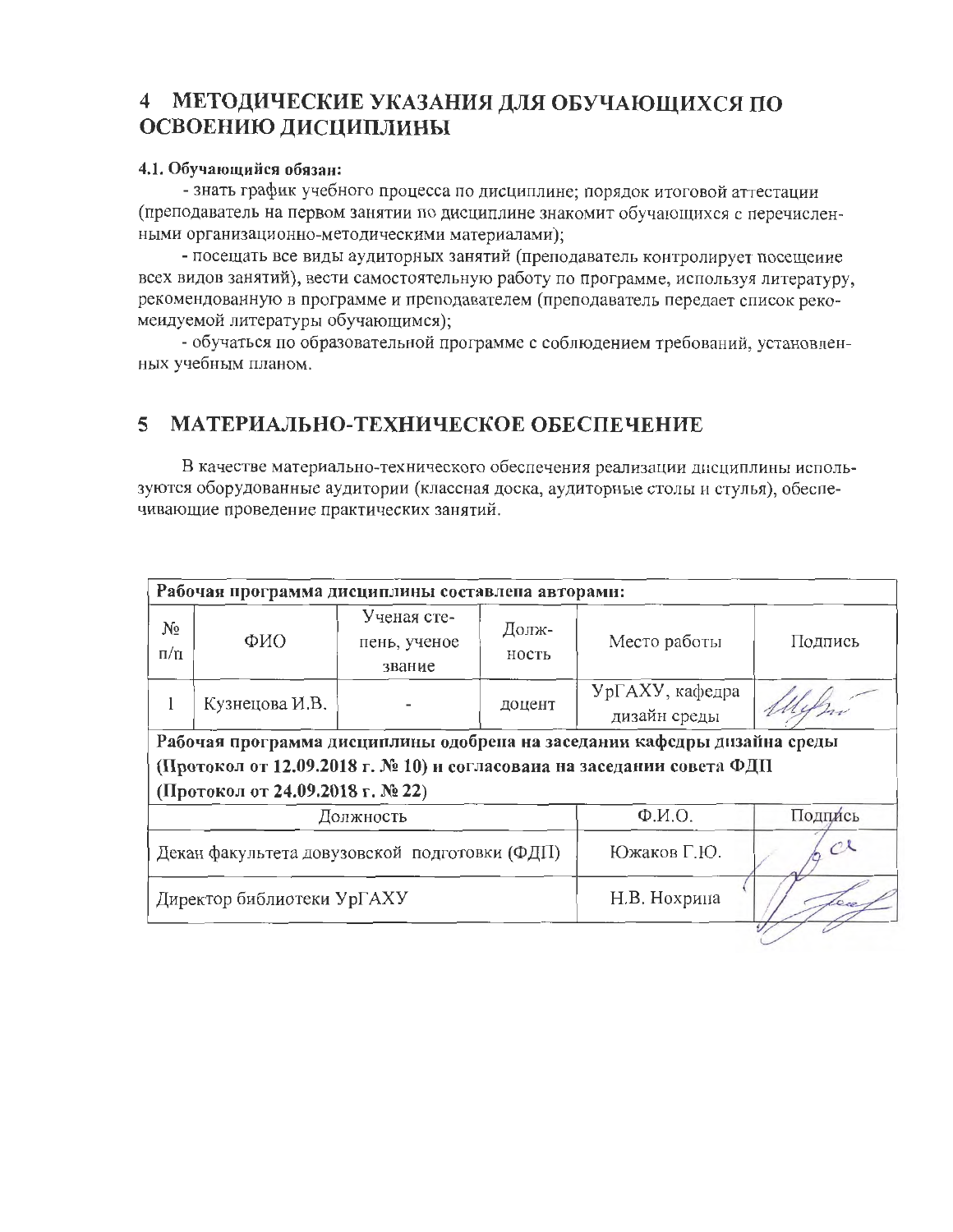# 4 МЕТОДИЧЕСКИЕ УКАЗАНИЯ ДЛЯ ОБУЧАЮЩИХСЯ ПО ОСВОЕНИЮ ДИСЦИПЛИНЫ

**4.1. Обучающийся обязан:**

- знать график учебного процесса по дисциплине; порядок итоговой аттестации (преподаватель на первом занятии по дисциплине знакомит обучающихся с перечисленными организационно-методическими материалами);
- посещать все виды аудиторных занятий (преподаватель контролирует посещение всех видов занятий), вести самостоятельную работу по программе, используя литературу, рекомендованную в программе и преподавателем (преподаватель передает список рекомендуемой литературы обучающимся);
- обучаться по образовательной программе с соблюдением требований, установленных учебным планом.

# 5 МАТЕРИАЛЬНО-ТЕХНИЧЕСКОЕ ОБЕСПЕЧЕНИЕ

В качестве материально-технического обеспечения реализации дисциплины используются оборудованные аудитории (классная доска, аудиторные столы и стулья), обеспечивающие проведение практических занятий.

**Рабочая программа дисциплины составлена авторами:**

| № п/п | ФИО | Ученая степень, ученое звание | Должность | Место работы | Подпись |
|---|---|---|---|---|---|
| 1 | Кузнецова И.В. | - | доцент | УрГАХУ, кафедра дизайн среды | |

**Рабочая программа дисциплины одобрена на заседании кафедры дизайна среды (Протокол от 12.09.2018 г. № 10) и согласована на заседании совета ФДП (Протокол от 24.09.2018 г. № 22)**

| Должность | Ф.И.О. | Подпись |
|---|---|---|
| Декан факультета довузовской подготовки (ФДП) | Южаков Г.Ю. | |
| Директор библиотеки УрГАХУ | Н.В. Нохрина | |